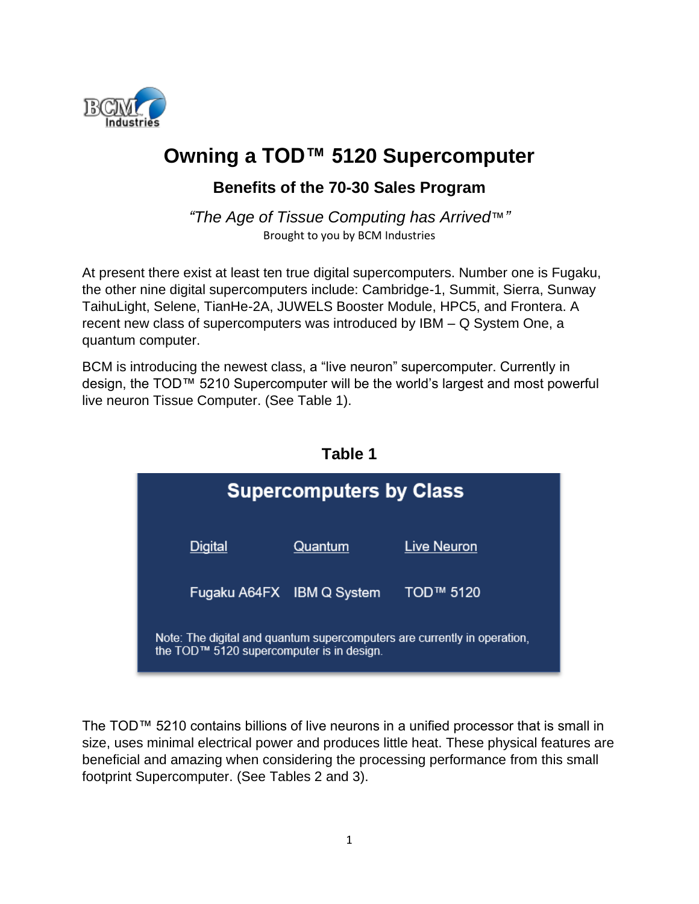BCM Industries

# Owning a TOD™ 5120 Supercomputer

## Benefits of the 70-30 Sales Program

*"The Age of Tissue Computing has Arrived™"*

Brought to you by BCM Industries

At present there exist at least ten true digital supercomputers. Number one is Fugaku, the other nine digital supercomputers include: Cambridge-1, Summit, Sierra, Sunway TaihuLight, Selene, TianHe-2A, JUWELS Booster Module, HPC5, and Frontera. A recent new class of supercomputers was introduced by IBM – Q System One, a quantum computer.

BCM is introducing the newest class, a "live neuron" supercomputer. Currently in design, the TOD™ 5210 Supercomputer will be the world's largest and most powerful live neuron Tissue Computer. (See Table 1).

**Table 1**

**Supercomputers by Class**

| Digital | Quantum | Live Neuron |
|---|---|---|
| Fugaku A64FX | IBM Q System | TOD™ 5120 |

Note: The digital and quantum supercomputers are currently in operation, the TOD™ 5120 supercomputer is in design.

The TOD™ 5210 contains billions of live neurons in a unified processor that is small in size, uses minimal electrical power and produces little heat. These physical features are beneficial and amazing when considering the processing performance from this small footprint Supercomputer. (See Tables 2 and 3).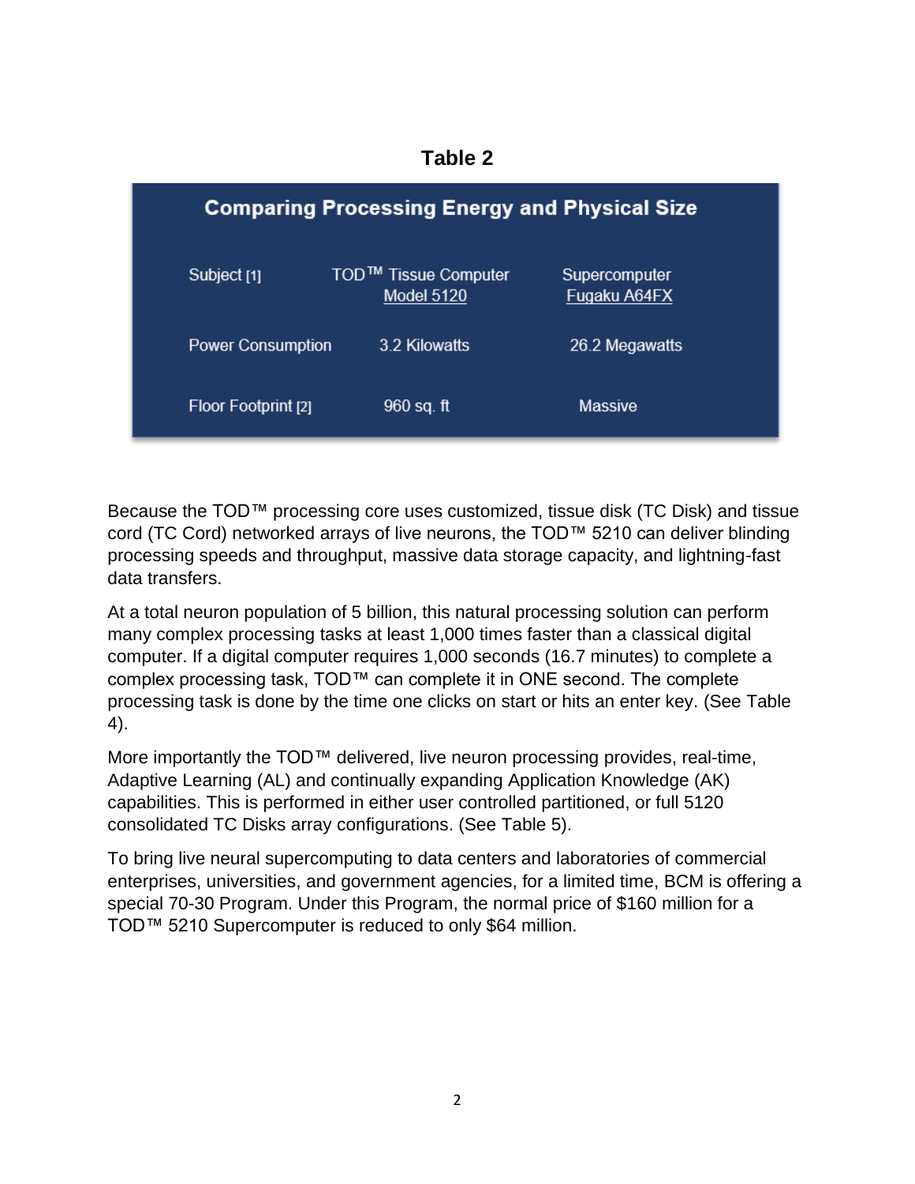**Table 2**

| Comparing Processing Energy and Physical Size | | |
|---|---|---|
| Subject [1] | TOD™ Tissue Computer Model 5120 | Supercomputer Fugaku A64FX |
| Power Consumption | 3.2 Kilowatts | 26.2 Megawatts |
| Floor Footprint [2] | 960 sq. ft | Massive |

Because the TOD™ processing core uses customized, tissue disk (TC Disk) and tissue cord (TC Cord) networked arrays of live neurons, the TOD™ 5210 can deliver blinding processing speeds and throughput, massive data storage capacity, and lightning-fast data transfers.

At a total neuron population of 5 billion, this natural processing solution can perform many complex processing tasks at least 1,000 times faster than a classical digital computer. If a digital computer requires 1,000 seconds (16.7 minutes) to complete a complex processing task, TOD™ can complete it in ONE second. The complete processing task is done by the time one clicks on start or hits an enter key. (See Table 4).

More importantly the TOD™ delivered, live neuron processing provides, real-time, Adaptive Learning (AL) and continually expanding Application Knowledge (AK) capabilities. This is performed in either user controlled partitioned, or full 5120 consolidated TC Disks array configurations. (See Table 5).

To bring live neural supercomputing to data centers and laboratories of commercial enterprises, universities, and government agencies, for a limited time, BCM is offering a special 70-30 Program. Under this Program, the normal price of $160 million for a TOD™ 5210 Supercomputer is reduced to only $64 million.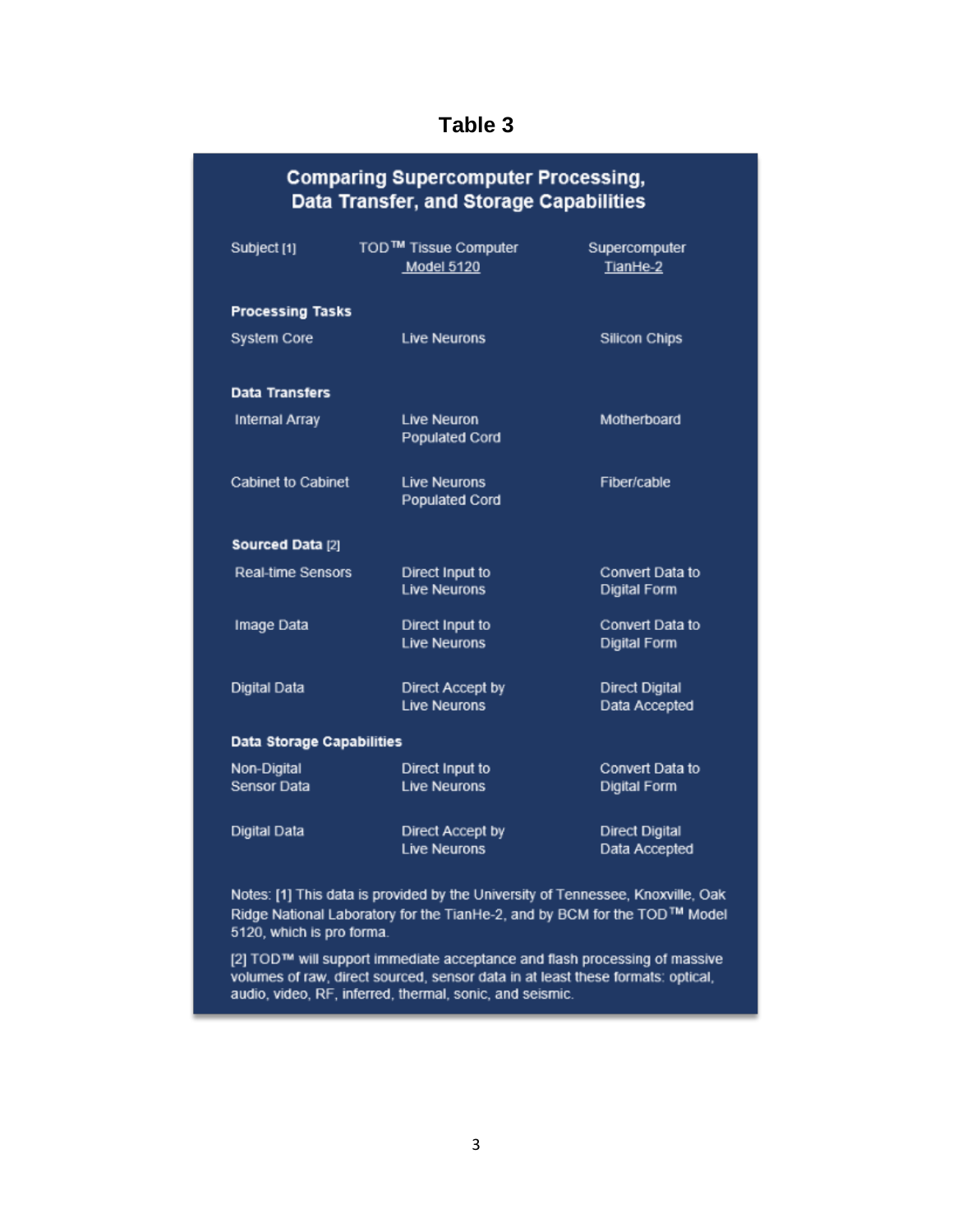**Table 3**

**Comparing Supercomputer Processing, Data Transfer, and Storage Capabilities**

| Subject [1] | TOD™ Tissue Computer Model 5120 | Supercomputer TianHe-2 |
|---|---|---|
| **Processing Tasks** | | |
| System Core | Live Neurons | Silicon Chips |
| **Data Transfers** | | |
| Internal Array | Live Neuron Populated Cord | Motherboard |
| Cabinet to Cabinet | Live Neurons Populated Cord | Fiber/cable |
| **Sourced Data** [2] | | |
| Real-time Sensors | Direct Input to Live Neurons | Convert Data to Digital Form |
| Image Data | Direct Input to Live Neurons | Convert Data to Digital Form |
| Digital Data | Direct Accept by Live Neurons | Direct Digital Data Accepted |
| **Data Storage Capabilities** | | |
| Non-Digital Sensor Data | Direct Input to Live Neurons | Convert Data to Digital Form |
| Digital Data | Direct Accept by Live Neurons | Direct Digital Data Accepted |

Notes: [1] This data is provided by the University of Tennessee, Knoxville, Oak Ridge National Laboratory for the TianHe-2, and by BCM for the TOD™ Model 5120, which is pro forma.

[2] TOD™ will support immediate acceptance and flash processing of massive volumes of raw, direct sourced, sensor data in at least these formats: optical, audio, video, RF, inferred, thermal, sonic, and seismic.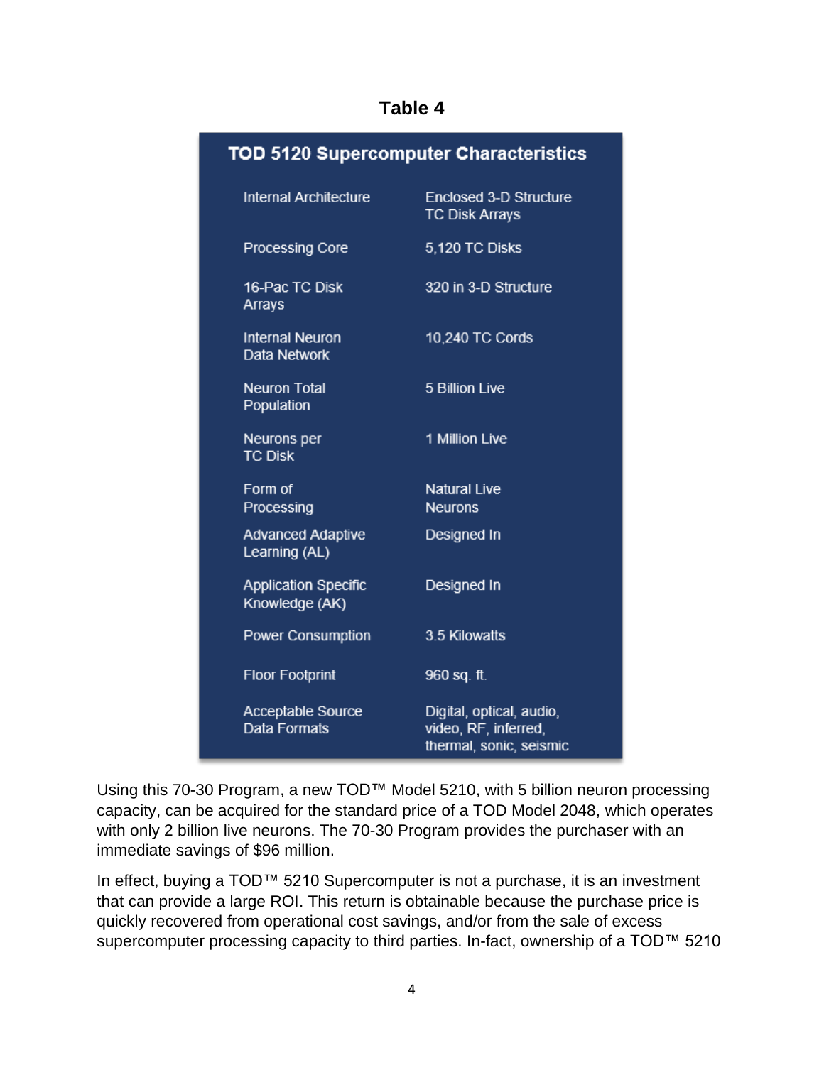**Table 4**

| TOD 5120 Supercomputer Characteristics | |
|---|---|
| Internal Architecture | Enclosed 3-D Structure TC Disk Arrays |
| Processing Core | 5,120 TC Disks |
| 16-Pac TC Disk Arrays | 320 in 3-D Structure |
| Internal Neuron Data Network | 10,240 TC Cords |
| Neuron Total Population | 5 Billion Live |
| Neurons per TC Disk | 1 Million Live |
| Form of Processing | Natural Live Neurons |
| Advanced Adaptive Learning (AL) | Designed In |
| Application Specific Knowledge (AK) | Designed In |
| Power Consumption | 3.5 Kilowatts |
| Floor Footprint | 960 sq. ft. |
| Acceptable Source Data Formats | Digital, optical, audio, video, RF, inferred, thermal, sonic, seismic |

Using this 70-30 Program, a new TOD™ Model 5210, with 5 billion neuron processing capacity, can be acquired for the standard price of a TOD Model 2048, which operates with only 2 billion live neurons. The 70-30 Program provides the purchaser with an immediate savings of $96 million.

In effect, buying a TOD™ 5210 Supercomputer is not a purchase, it is an investment that can provide a large ROI. This return is obtainable because the purchase price is quickly recovered from operational cost savings, and/or from the sale of excess supercomputer processing capacity to third parties. In-fact, ownership of a TOD™ 5210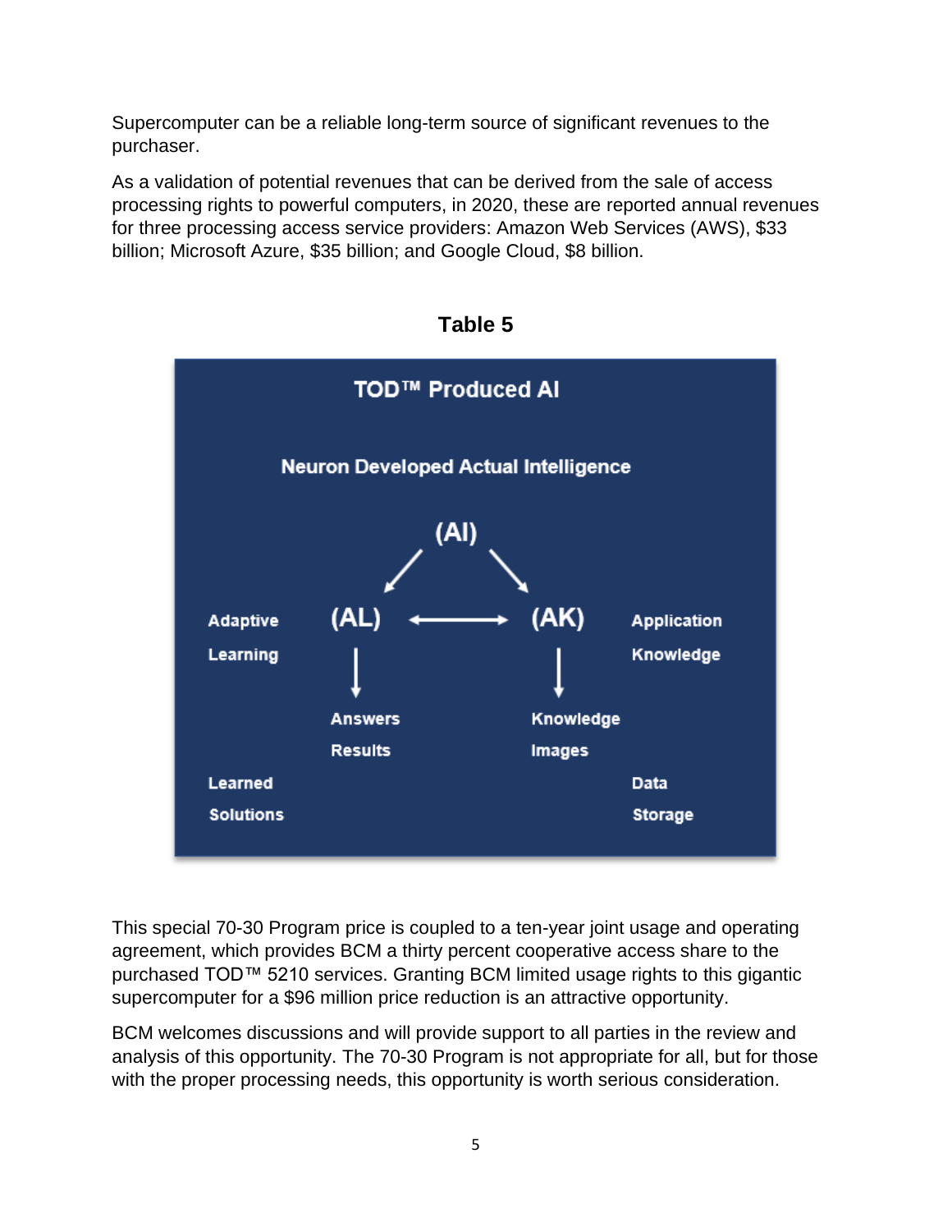Supercomputer can be a reliable long-term source of significant revenues to the purchaser.

As a validation of potential revenues that can be derived from the sale of access processing rights to powerful computers, in 2020, these are reported annual revenues for three processing access service providers: Amazon Web Services (AWS), $33 billion; Microsoft Azure, $35 billion; and Google Cloud, $8 billion.

**Table 5**

**TOD™ Produced AI**

**Neuron Developed Actual Intelligence**

**(AI)**

| | | | |
|---|---|---|---|
| **Adaptive Learning** | **(AL)** ↓ | ⟷ **(AK)** ↓ | **Application Knowledge** |
| | **Answers Results** | **Knowledge Images** | |
| **Learned Solutions** | | | **Data Storage** |

This special 70-30 Program price is coupled to a ten-year joint usage and operating agreement, which provides BCM a thirty percent cooperative access share to the purchased TOD™ 5210 services. Granting BCM limited usage rights to this gigantic supercomputer for a $96 million price reduction is an attractive opportunity.

BCM welcomes discussions and will provide support to all parties in the review and analysis of this opportunity. The 70-30 Program is not appropriate for all, but for those with the proper processing needs, this opportunity is worth serious consideration.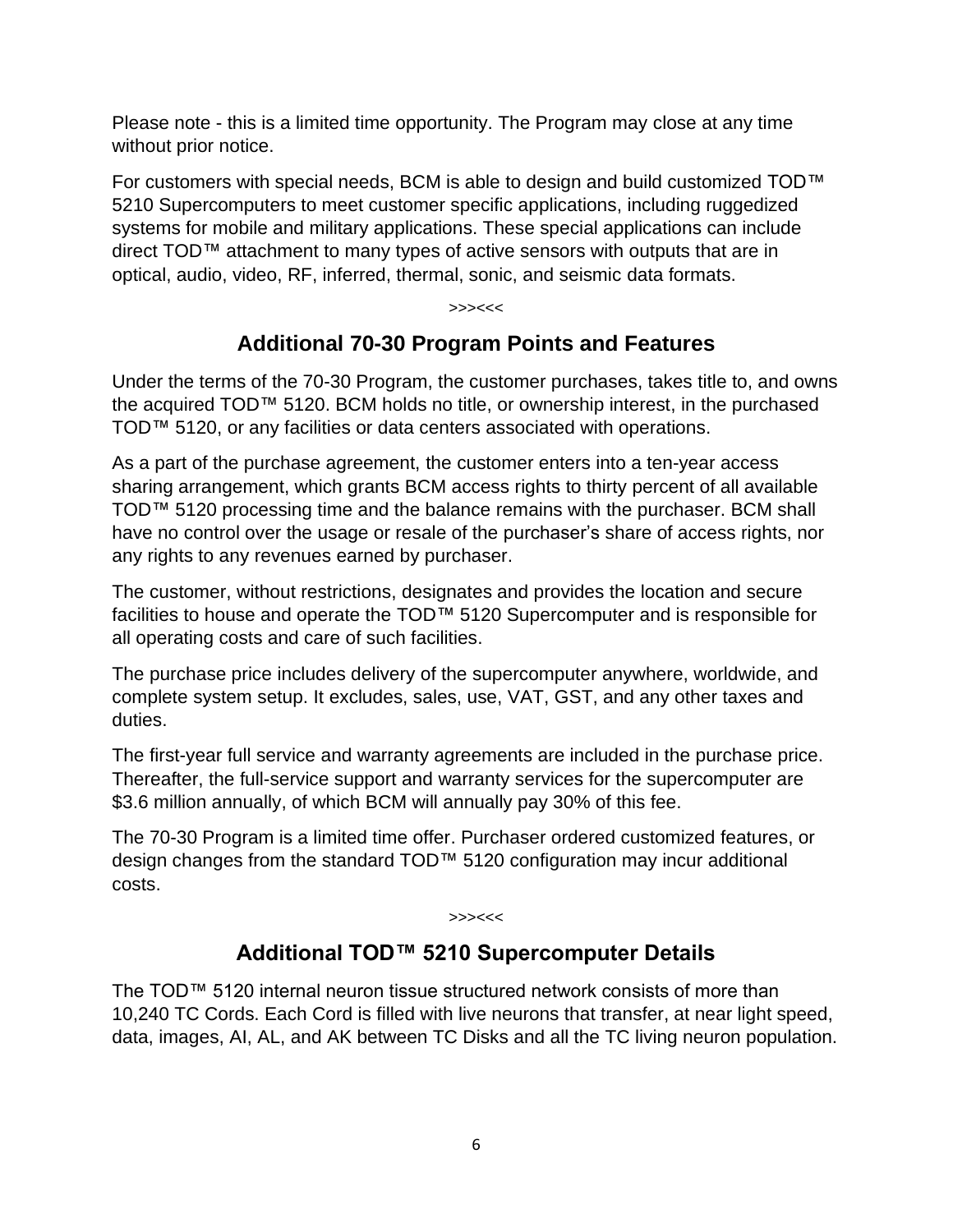Please note - this is a limited time opportunity. The Program may close at any time without prior notice.

For customers with special needs, BCM is able to design and build customized TOD™ 5210 Supercomputers to meet customer specific applications, including ruggedized systems for mobile and military applications. These special applications can include direct TOD™ attachment to many types of active sensors with outputs that are in optical, audio, video, RF, inferred, thermal, sonic, and seismic data formats.

>>><<<

## Additional 70-30 Program Points and Features

Under the terms of the 70-30 Program, the customer purchases, takes title to, and owns the acquired TOD™ 5120. BCM holds no title, or ownership interest, in the purchased TOD™ 5120, or any facilities or data centers associated with operations.

As a part of the purchase agreement, the customer enters into a ten-year access sharing arrangement, which grants BCM access rights to thirty percent of all available TOD™ 5120 processing time and the balance remains with the purchaser. BCM shall have no control over the usage or resale of the purchaser's share of access rights, nor any rights to any revenues earned by purchaser.

The customer, without restrictions, designates and provides the location and secure facilities to house and operate the TOD™ 5120 Supercomputer and is responsible for all operating costs and care of such facilities.

The purchase price includes delivery of the supercomputer anywhere, worldwide, and complete system setup. It excludes, sales, use, VAT, GST, and any other taxes and duties.

The first-year full service and warranty agreements are included in the purchase price. Thereafter, the full-service support and warranty services for the supercomputer are $3.6 million annually, of which BCM will annually pay 30% of this fee.

The 70-30 Program is a limited time offer. Purchaser ordered customized features, or design changes from the standard TOD™ 5120 configuration may incur additional costs.

>>><<<

## Additional TOD™ 5210 Supercomputer Details

The TOD™ 5120 internal neuron tissue structured network consists of more than 10,240 TC Cords. Each Cord is filled with live neurons that transfer, at near light speed, data, images, AI, AL, and AK between TC Disks and all the TC living neuron population.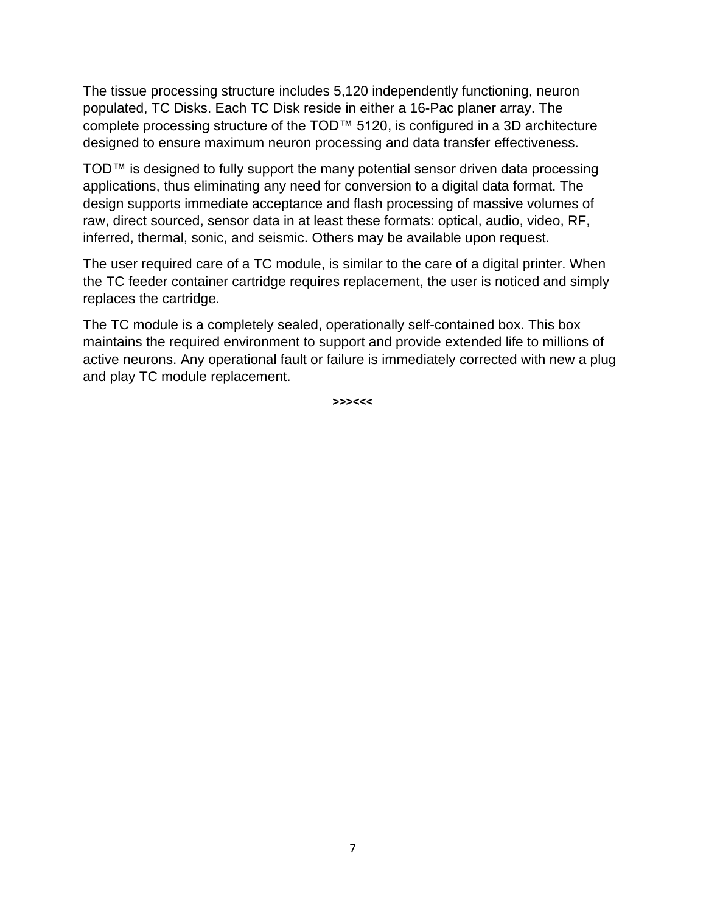The tissue processing structure includes 5,120 independently functioning, neuron populated, TC Disks. Each TC Disk reside in either a 16-Pac planer array. The complete processing structure of the TOD™ 5120, is configured in a 3D architecture designed to ensure maximum neuron processing and data transfer effectiveness.

TOD™ is designed to fully support the many potential sensor driven data processing applications, thus eliminating any need for conversion to a digital data format. The design supports immediate acceptance and flash processing of massive volumes of raw, direct sourced, sensor data in at least these formats: optical, audio, video, RF, inferred, thermal, sonic, and seismic. Others may be available upon request.

The user required care of a TC module, is similar to the care of a digital printer. When the TC feeder container cartridge requires replacement, the user is noticed and simply replaces the cartridge.

The TC module is a completely sealed, operationally self-contained box. This box maintains the required environment to support and provide extended life to millions of active neurons. Any operational fault or failure is immediately corrected with new a plug and play TC module replacement.

**>>><<<**